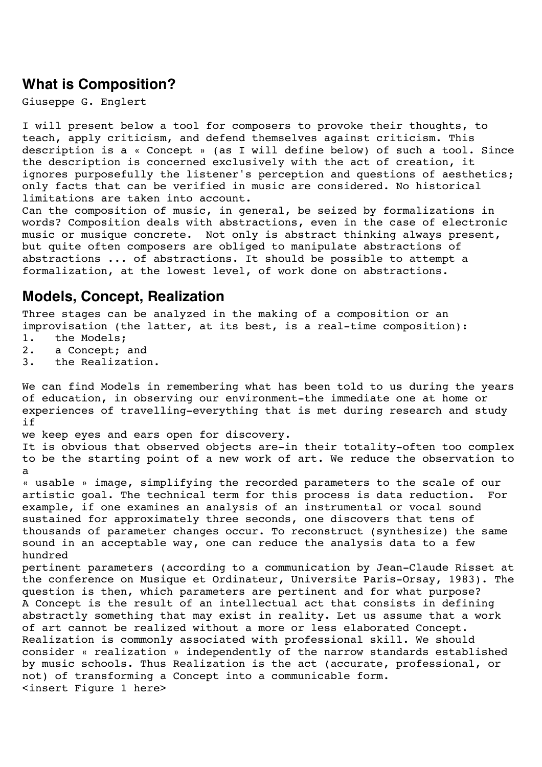## What is Composition?

Giuseppe G. Englert

I will present below a tool for composers to provoke their thoughts, to teach, apply criticism, and defend themselves against criticism. This description is a « Concept » (as I will define below) of such a tool. Since the description is concerned exclusively with the act of creation, it ignores purposefully the listener's perception and questions of aesthetics; only facts that can be verified in music are considered. No historical limitations are taken into account.

Can the composition of music, in general, be seized by formalizations in words? Composition deals with abstractions, even in the case of electronic music or musique concrete. Not only is abstract thinking always present, but quite often composers are obliged to manipulate abstractions of abstractions ... of abstractions. It should be possible to attempt a formalization, at the lowest level, of work done on abstractions.

## Models, Concept, Realization

Three stages can be analyzed in the making of a composition or an improvisation (the latter, at its best, is a real-time composition):

1. the Models;
2. a Concept; and
3. the Realization.

We can find Models in remembering what has been told to us during the years of education, in observing our environment-the immediate one at home or experiences of travelling-everything that is met during research and study if we keep eyes and ears open for discovery.

It is obvious that observed objects are-in their totality-often too complex to be the starting point of a new work of art. We reduce the observation to a « usable » image, simplifying the recorded parameters to the scale of our artistic goal. The technical term for this process is data reduction. For example, if one examines an analysis of an instrumental or vocal sound sustained for approximately three seconds, one discovers that tens of thousands of parameter changes occur. To reconstruct (synthesize) the same sound in an acceptable way, one can reduce the analysis data to a few hundred pertinent parameters (according to a communication by Jean-Claude Risset at the conference on Musique et Ordinateur, Universite Paris-Orsay, 1983). The question is then, which parameters are pertinent and for what purpose?

A Concept is the result of an intellectual act that consists in defining abstractly something that may exist in reality. Let us assume that a work of art cannot be realized without a more or less elaborated Concept.

Realization is commonly associated with professional skill. We should consider « realization » independently of the narrow standards established by music schools. Thus Realization is the act (accurate, professional, or not) of transforming a Concept into a communicable form.

<insert Figure 1 here>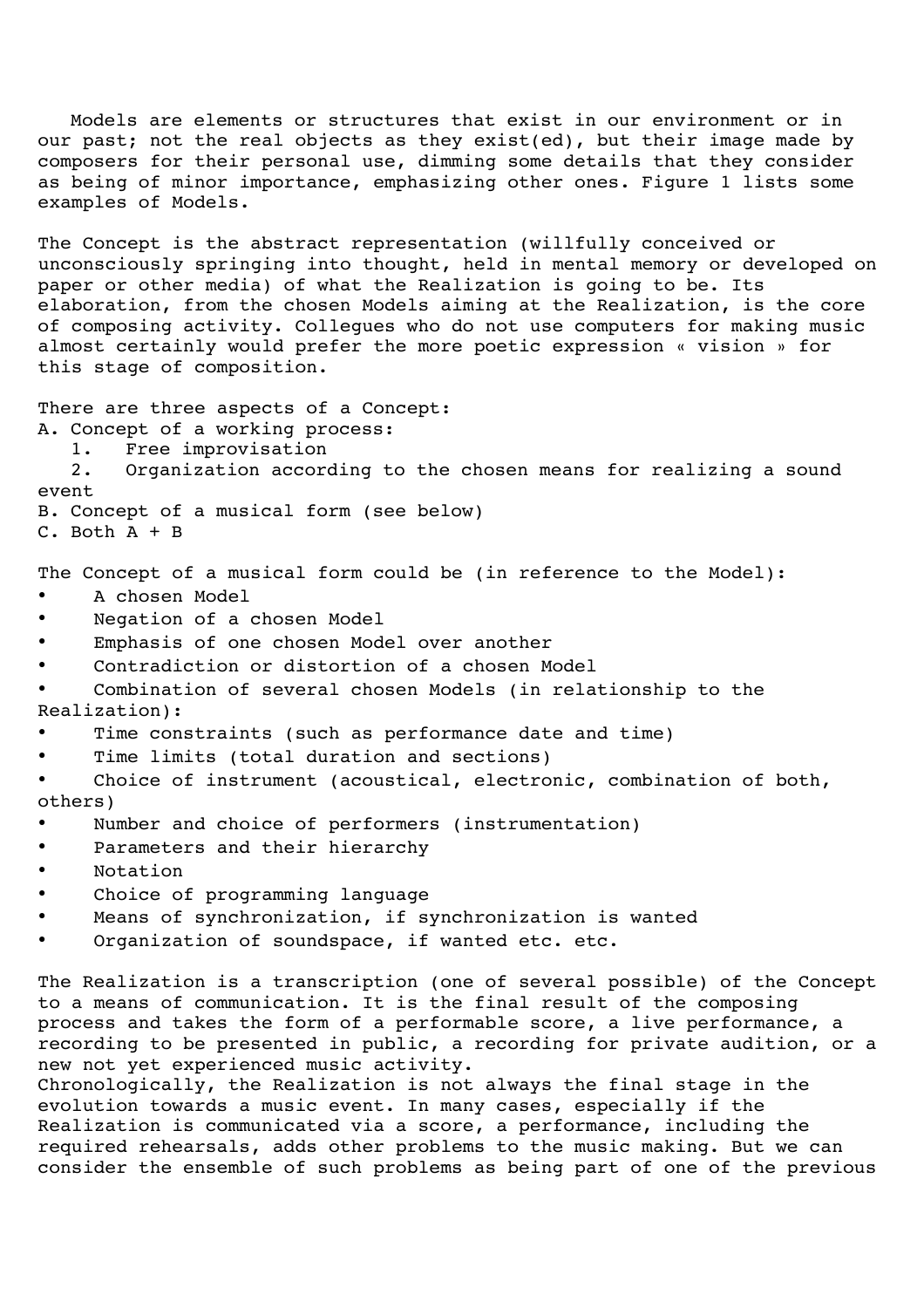Models are elements or structures that exist in our environment or in our past; not the real objects as they exist(ed), but their image made by composers for their personal use, dimming some details that they consider as being of minor importance, emphasizing other ones. Figure 1 lists some examples of Models.

The Concept is the abstract representation (willfully conceived or unconsciously springing into thought, held in mental memory or developed on paper or other media) of what the Realization is going to be. Its elaboration, from the chosen Models aiming at the Realization, is the core of composing activity. Collegues who do not use computers for making music almost certainly would prefer the more poetic expression « vision » for this stage of composition.

There are three aspects of a Concept:

A. Concept of a working process:
   1. Free improvisation
   2. Organization according to the chosen means for realizing a sound event

B. Concept of a musical form (see below)

C. Both A + B

The Concept of a musical form could be (in reference to the Model):

- A chosen Model
- Negation of a chosen Model
- Emphasis of one chosen Model over another
- Contradiction or distortion of a chosen Model
- Combination of several chosen Models (in relationship to the Realization):
- Time constraints (such as performance date and time)
- Time limits (total duration and sections)
- Choice of instrument (acoustical, electronic, combination of both, others)
- Number and choice of performers (instrumentation)
- Parameters and their hierarchy
- Notation
- Choice of programming language
- Means of synchronization, if synchronization is wanted
- Organization of soundspace, if wanted etc. etc.

The Realization is a transcription (one of several possible) of the Concept to a means of communication. It is the final result of the composing process and takes the form of a performable score, a live performance, a recording to be presented in public, a recording for private audition, or a new not yet experienced music activity.
Chronologically, the Realization is not always the final stage in the evolution towards a music event. In many cases, especially if the Realization is communicated via a score, a performance, including the required rehearsals, adds other problems to the music making. But we can consider the ensemble of such problems as being part of one of the previous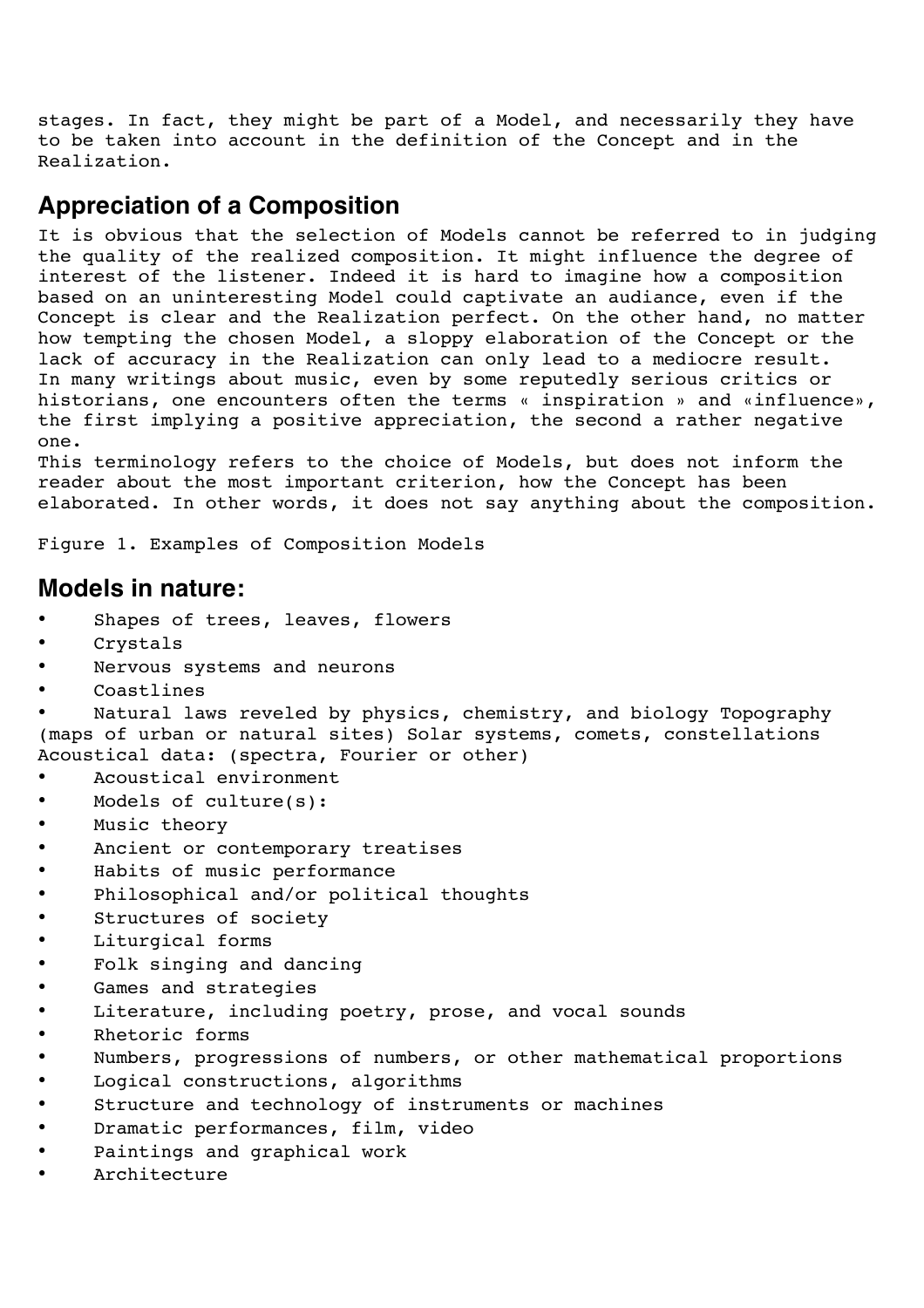stages. In fact, they might be part of a Model, and necessarily they have to be taken into account in the definition of the Concept and in the Realization.

## Appreciation of a Composition

It is obvious that the selection of Models cannot be referred to in judging the quality of the realized composition. It might influence the degree of interest of the listener. Indeed it is hard to imagine how a composition based on an uninteresting Model could captivate an audiance, even if the Concept is clear and the Realization perfect. On the other hand, no matter how tempting the chosen Model, a sloppy elaboration of the Concept or the lack of accuracy in the Realization can only lead to a mediocre result.
In many writings about music, even by some reputedly serious critics or historians, one encounters often the terms « inspiration » and «influence», the first implying a positive appreciation, the second a rather negative one.
This terminology refers to the choice of Models, but does not inform the reader about the most important criterion, how the Concept has been elaborated. In other words, it does not say anything about the composition.

Figure 1. Examples of Composition Models

## Models in nature:

- Shapes of trees, leaves, flowers
- Crystals
- Nervous systems and neurons
- Coastlines
- Natural laws reveled by physics, chemistry, and biology Topography (maps of urban or natural sites) Solar systems, comets, constellations Acoustical data: (spectra, Fourier or other)
- Acoustical environment
- Models of culture(s):
- Music theory
- Ancient or contemporary treatises
- Habits of music performance
- Philosophical and/or political thoughts
- Structures of society
- Liturgical forms
- Folk singing and dancing
- Games and strategies
- Literature, including poetry, prose, and vocal sounds
- Rhetoric forms
- Numbers, progressions of numbers, or other mathematical proportions
- Logical constructions, algorithms
- Structure and technology of instruments or machines
- Dramatic performances, film, video
- Paintings and graphical work
- Architecture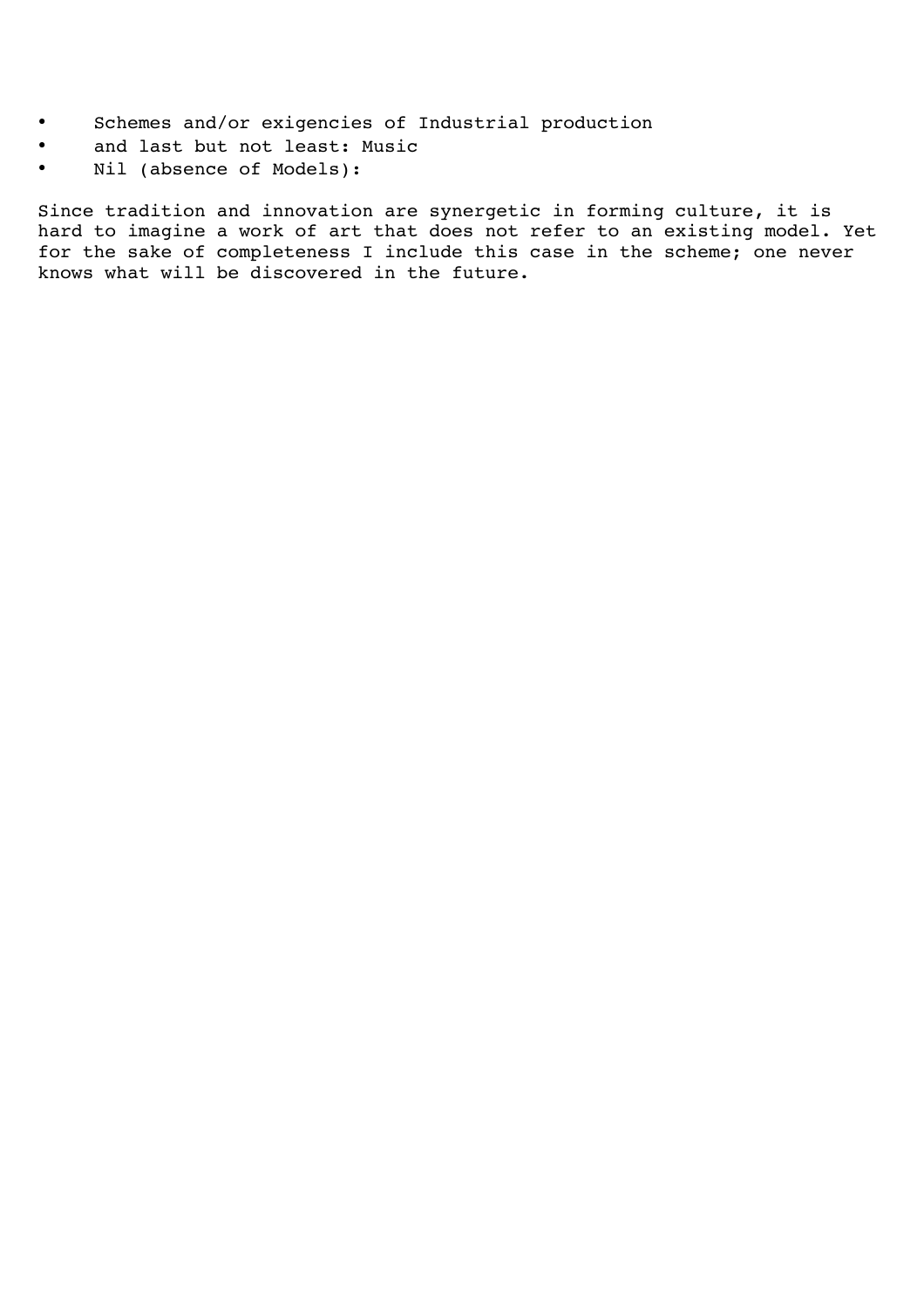- Schemes and/or exigencies of Industrial production
- and last but not least: Music
- Nil (absence of Models):

Since tradition and innovation are synergetic in forming culture, it is hard to imagine a work of art that does not refer to an existing model. Yet for the sake of completeness I include this case in the scheme; one never knows what will be discovered in the future.